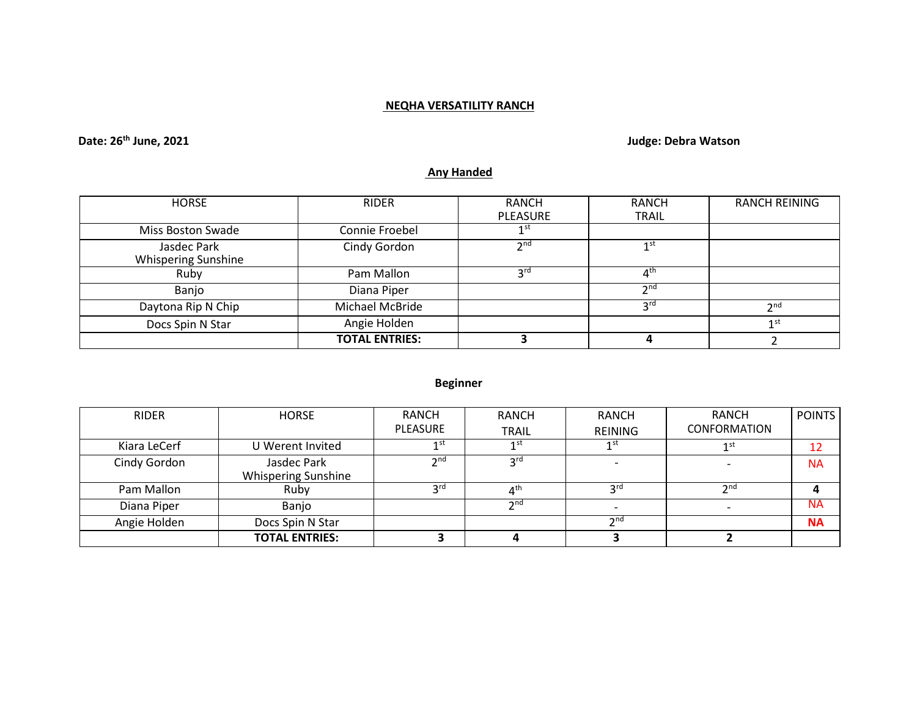# NEQHA VERSATILITY RANCH

**Date: 26th June, 2021** **Judge: Debra Watson**

## Any Handed

| HORSE | RIDER | RANCH PLEASURE | RANCH TRAIL | RANCH REINING |
|---|---|---|---|---|
| Miss Boston Swade | Connie Froebel | 1st | | |
| Jasdec Park Whispering Sunshine | Cindy Gordon | 2nd | 1st | |
| Ruby | Pam Mallon | 3rd | 4th | |
| Banjo | Diana Piper | | 2nd | |
| Daytona Rip N Chip | Michael McBride | | 3rd | 2nd |
| Docs Spin N Star | Angie Holden | | | 1st |
| | **TOTAL ENTRIES:** | **3** | **4** | 2 |

## Beginner

| RIDER | HORSE | RANCH PLEASURE | RANCH TRAIL | RANCH REINING | RANCH CONFORMATION | POINTS |
|---|---|---|---|---|---|---|
| Kiara LeCerf | U Werent Invited | 1st | 1st | 1st | 1st | 12 |
| Cindy Gordon | Jasdec Park Whispering Sunshine | 2nd | 3rd | - | - | NA |
| Pam Mallon | Ruby | 3rd | 4th | 3rd | 2nd | **4** |
| Diana Piper | Banjo | | 2nd | - | - | NA |
| Angie Holden | Docs Spin N Star | | | 2nd | | **NA** |
| | **TOTAL ENTRIES:** | **3** | **4** | **3** | **2** | |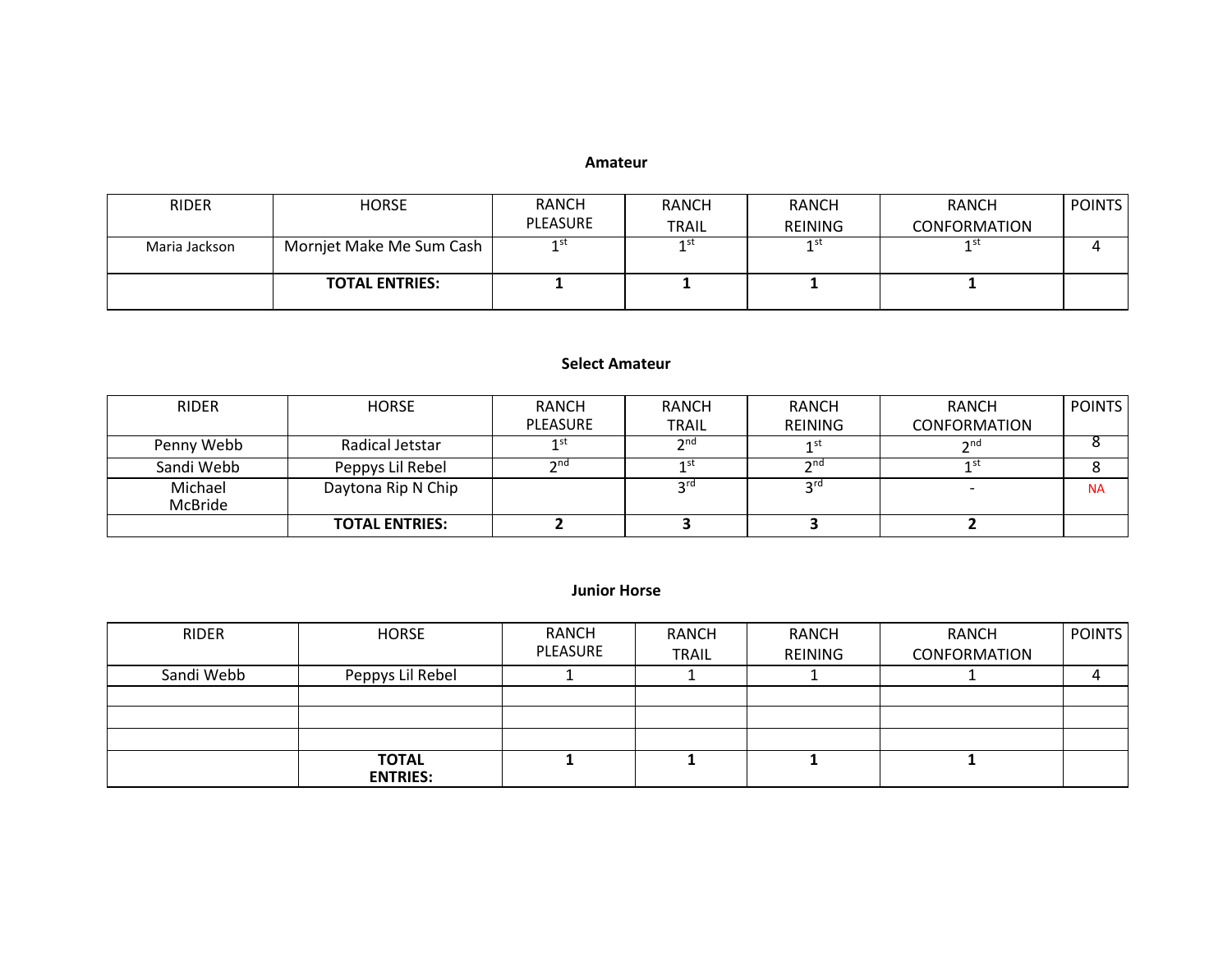**Amateur**

| RIDER | HORSE | RANCH PLEASURE | RANCH TRAIL | RANCH REINING | RANCH CONFORMATION | POINTS |
|---|---|---|---|---|---|---|
| Maria Jackson | Mornjet Make Me Sum Cash | 1st | 1st | 1st | 1st | 4 |
| | **TOTAL ENTRIES:** | **1** | **1** | **1** | **1** | |

**Select Amateur**

| RIDER | HORSE | RANCH PLEASURE | RANCH TRAIL | RANCH REINING | RANCH CONFORMATION | POINTS |
|---|---|---|---|---|---|---|
| Penny Webb | Radical Jetstar | 1st | 2nd | 1st | 2nd | 8 |
| Sandi Webb | Peppys Lil Rebel | 2nd | 1st | 2nd | 1st | 8 |
| Michael McBride | Daytona Rip N Chip | | 3rd | 3rd | - | NA |
| | **TOTAL ENTRIES:** | **2** | **3** | **3** | **2** | |

**Junior Horse**

| RIDER | HORSE | RANCH PLEASURE | RANCH TRAIL | RANCH REINING | RANCH CONFORMATION | POINTS |
|---|---|---|---|---|---|---|
| Sandi Webb | Peppys Lil Rebel | 1 | 1 | 1 | 1 | 4 |
| | | | | | | |
| | | | | | | |
| | | | | | | |
| | **TOTAL ENTRIES:** | **1** | **1** | **1** | **1** | |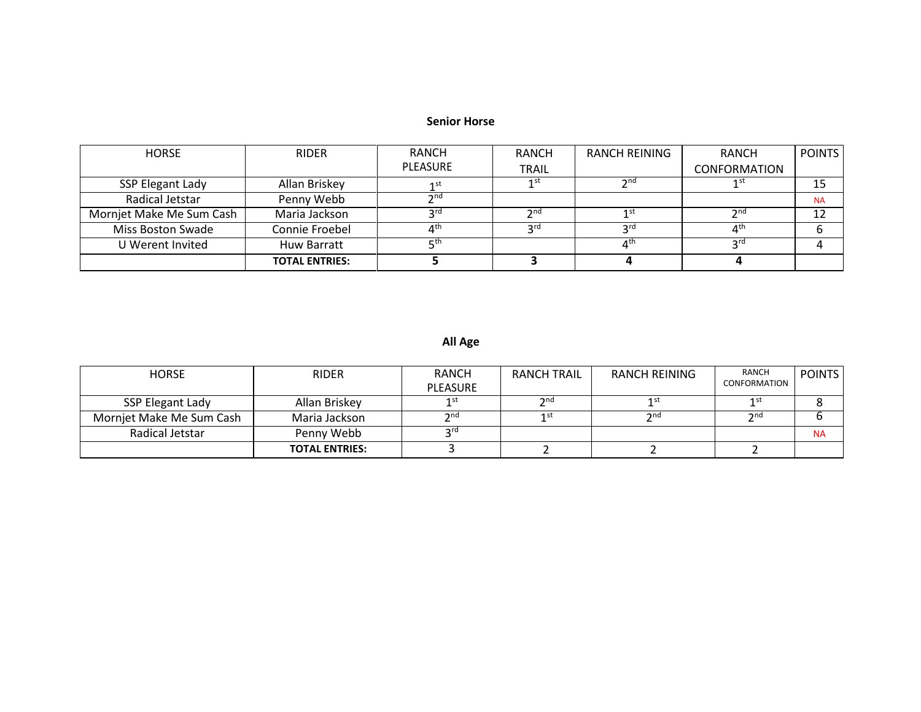**Senior Horse**

| HORSE | RIDER | RANCH PLEASURE | RANCH TRAIL | RANCH REINING | RANCH CONFORMATION | POINTS |
|---|---|---|---|---|---|---|
| SSP Elegant Lady | Allan Briskey | 1st | 1st | 2nd | 1st | 15 |
| Radical Jetstar | Penny Webb | 2nd | | | | NA |
| Mornjet Make Me Sum Cash | Maria Jackson | 3rd | 2nd | 1st | 2nd | 12 |
| Miss Boston Swade | Connie Froebel | 4th | 3rd | 3rd | 4th | 6 |
| U Werent Invited | Huw Barratt | 5th | | 4th | 3rd | 4 |
| | **TOTAL ENTRIES:** | **5** | **3** | **4** | **4** | |

**All Age**

| HORSE | RIDER | RANCH PLEASURE | RANCH TRAIL | RANCH REINING | RANCH CONFORMATION | POINTS |
|---|---|---|---|---|---|---|
| SSP Elegant Lady | Allan Briskey | 1st | 2nd | 1st | 1st | 8 |
| Mornjet Make Me Sum Cash | Maria Jackson | 2nd | 1st | 2nd | 2nd | 6 |
| Radical Jetstar | Penny Webb | 3rd | | | | NA |
| | **TOTAL ENTRIES:** | 3 | 2 | 2 | 2 | |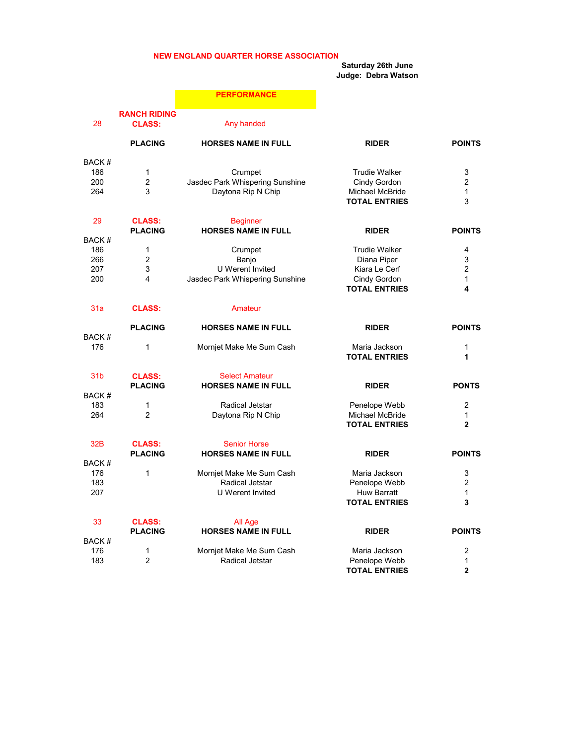**NEW ENGLAND QUARTER HORSE ASSOCIATION**

**Saturday 26th June**
**Judge: Debra Watson**

## PERFORMANCE

### RANCH RIDING

**28 CLASS: Any handed**

| BACK # | PLACING | HORSES NAME IN FULL | RIDER | POINTS |
|---|---|---|---|---|
| 186 | 1 | Crumpet | Trudie Walker | 3 |
| 200 | 2 | Jasdec Park Whispering Sunshine | Cindy Gordon | 2 |
| 264 | 3 | Daytona Rip N Chip | Michael McBride | 1 |
| | | | **TOTAL ENTRIES** | 3 |

**29 CLASS: Beginner**

| BACK # | PLACING | HORSES NAME IN FULL | RIDER | POINTS |
|---|---|---|---|---|
| 186 | 1 | Crumpet | Trudie Walker | 4 |
| 266 | 2 | Banjo | Diana Piper | 3 |
| 207 | 3 | U Werent Invited | Kiara Le Cerf | 2 |
| 200 | 4 | Jasdec Park Whispering Sunshine | Cindy Gordon | 1 |
| | | | **TOTAL ENTRIES** | **4** |

**31a CLASS: Amateur**

| BACK # | PLACING | HORSES NAME IN FULL | RIDER | POINTS |
|---|---|---|---|---|
| 176 | 1 | Mornjet Make Me Sum Cash | Maria Jackson | 1 |
| | | | **TOTAL ENTRIES** | **1** |

**31b CLASS: Select Amateur**

| BACK # | PLACING | HORSES NAME IN FULL | RIDER | PONTS |
|---|---|---|---|---|
| 183 | 1 | Radical Jetstar | Penelope Webb | 2 |
| 264 | 2 | Daytona Rip N Chip | Michael McBride | 1 |
| | | | **TOTAL ENTRIES** | **2** |

**32B CLASS: Senior Horse**

| BACK # | PLACING | HORSES NAME IN FULL | RIDER | POINTS |
|---|---|---|---|---|
| 176 | 1 | Mornjet Make Me Sum Cash | Maria Jackson | 3 |
| 183 | | Radical Jetstar | Penelope Webb | 2 |
| 207 | | U Werent Invited | Huw Barratt | 1 |
| | | | **TOTAL ENTRIES** | **3** |

**33 CLASS: All Age**

| BACK # | PLACING | HORSES NAME IN FULL | RIDER | POINTS |
|---|---|---|---|---|
| 176 | 1 | Mornjet Make Me Sum Cash | Maria Jackson | 2 |
| 183 | 2 | Radical Jetstar | Penelope Webb | 1 |
| | | | **TOTAL ENTRIES** | **2** |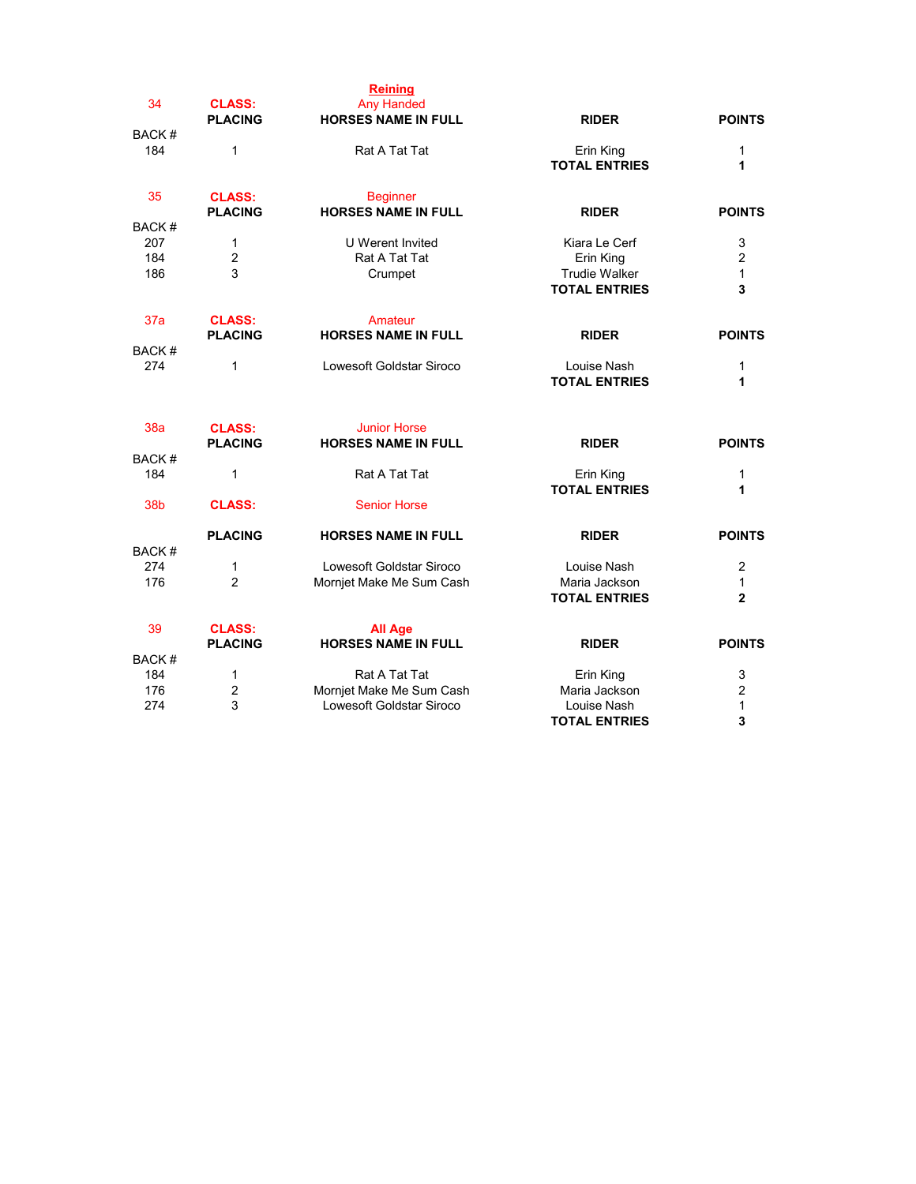## Reining

### 34 CLASS: Any Handed

| BACK # | PLACING | HORSES NAME IN FULL | RIDER | POINTS |
|---|---|---|---|---|
| 184 | 1 | Rat A Tat Tat | Erin King | 1 |
| | | | **TOTAL ENTRIES** | **1** |

### 35 CLASS: Beginner

| BACK # | PLACING | HORSES NAME IN FULL | RIDER | POINTS |
|---|---|---|---|---|
| 207 | 1 | U Werent Invited | Kiara Le Cerf | 3 |
| 184 | 2 | Rat A Tat Tat | Erin King | 2 |
| 186 | 3 | Crumpet | Trudie Walker | 1 |
| | | | **TOTAL ENTRIES** | **3** |

### 37a CLASS: Amateur

| BACK # | PLACING | HORSES NAME IN FULL | RIDER | POINTS |
|---|---|---|---|---|
| 274 | 1 | Lowesoft Goldstar Siroco | Louise Nash | 1 |
| | | | **TOTAL ENTRIES** | **1** |

### 38a CLASS: Junior Horse

| BACK # | PLACING | HORSES NAME IN FULL | RIDER | POINTS |
|---|---|---|---|---|
| 184 | 1 | Rat A Tat Tat | Erin King | 1 |
| | | | **TOTAL ENTRIES** | **1** |

### 38b CLASS: Senior Horse

| BACK # | PLACING | HORSES NAME IN FULL | RIDER | POINTS |
|---|---|---|---|---|
| 274 | 1 | Lowesoft Goldstar Siroco | Louise Nash | 2 |
| 176 | 2 | Mornjet Make Me Sum Cash | Maria Jackson | 1 |
| | | | **TOTAL ENTRIES** | **2** |

### 39 CLASS: All Age

| BACK # | PLACING | HORSES NAME IN FULL | RIDER | POINTS |
|---|---|---|---|---|
| 184 | 1 | Rat A Tat Tat | Erin King | 3 |
| 176 | 2 | Mornjet Make Me Sum Cash | Maria Jackson | 2 |
| 274 | 3 | Lowesoft Goldstar Siroco | Louise Nash | 1 |
| | | | **TOTAL ENTRIES** | **3** |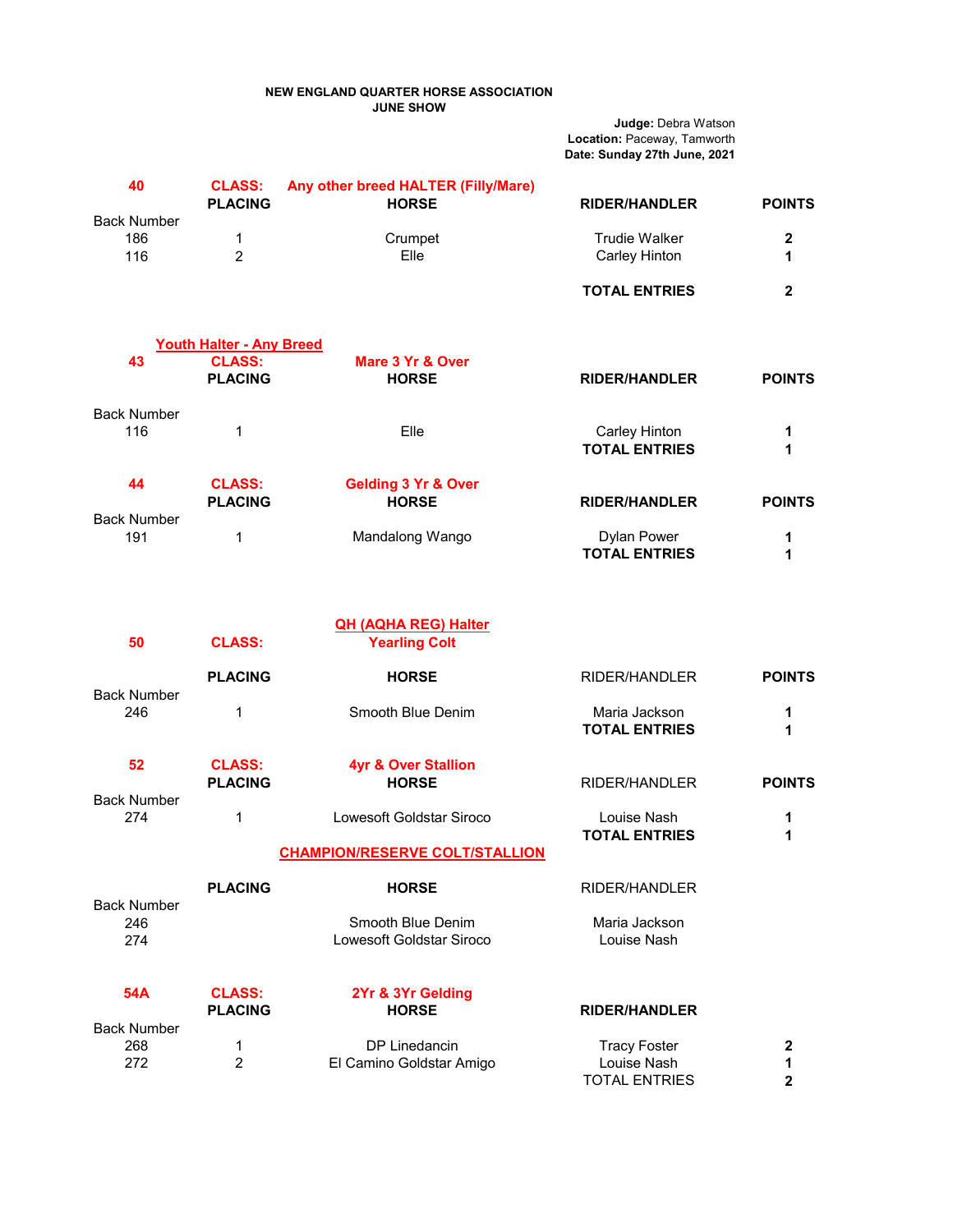**NEW ENGLAND QUARTER HORSE ASSOCIATION**
**JUNE SHOW**

**Judge:** Debra Watson
**Location:** Paceway, Tamworth
**Date: Sunday 27th June, 2021**

**40** **CLASS: Any other breed HALTER (Filly/Mare)**

| Back Number | PLACING | HORSE | RIDER/HANDLER | POINTS |
|---|---|---|---|---|
| 186 | 1 | Crumpet | Trudie Walker | **2** |
| 116 | 2 | Elle | Carley Hinton | **1** |
| | | | **TOTAL ENTRIES** | **2** |

**Youth Halter - Any Breed**

**43** **CLASS: Mare 3 Yr & Over**

| Back Number | PLACING | HORSE | RIDER/HANDLER | POINTS |
|---|---|---|---|---|
| 116 | 1 | Elle | Carley Hinton | **1** |
| | | | **TOTAL ENTRIES** | **1** |

**44** **CLASS: Gelding 3 Yr & Over**

| Back Number | PLACING | HORSE | RIDER/HANDLER | POINTS |
|---|---|---|---|---|
| 191 | 1 | Mandalong Wango | Dylan Power | **1** |
| | | | **TOTAL ENTRIES** | **1** |

**QH (AQHA REG) Halter**

**50** **CLASS: Yearling Colt**

| Back Number | PLACING | HORSE | RIDER/HANDLER | POINTS |
|---|---|---|---|---|
| 246 | 1 | Smooth Blue Denim | Maria Jackson | **1** |
| | | | **TOTAL ENTRIES** | **1** |

**52** **CLASS: 4yr & Over Stallion**

| Back Number | PLACING | HORSE | RIDER/HANDLER | POINTS |
|---|---|---|---|---|
| 274 | 1 | Lowesoft Goldstar Siroco | Louise Nash | **1** |
| | | | **TOTAL ENTRIES** | **1** |

**CHAMPION/RESERVE COLT/STALLION**

| Back Number | PLACING | HORSE | RIDER/HANDLER |
|---|---|---|---|
| 246 | | Smooth Blue Denim | Maria Jackson |
| 274 | | Lowesoft Goldstar Siroco | Louise Nash |

**54A** **CLASS: 2Yr & 3Yr Gelding**

| Back Number | PLACING | HORSE | RIDER/HANDLER | |
|---|---|---|---|---|
| 268 | 1 | DP Linedancin | Tracy Foster | **2** |
| 272 | 2 | El Camino Goldstar Amigo | Louise Nash | **1** |
| | | | TOTAL ENTRIES | **2** |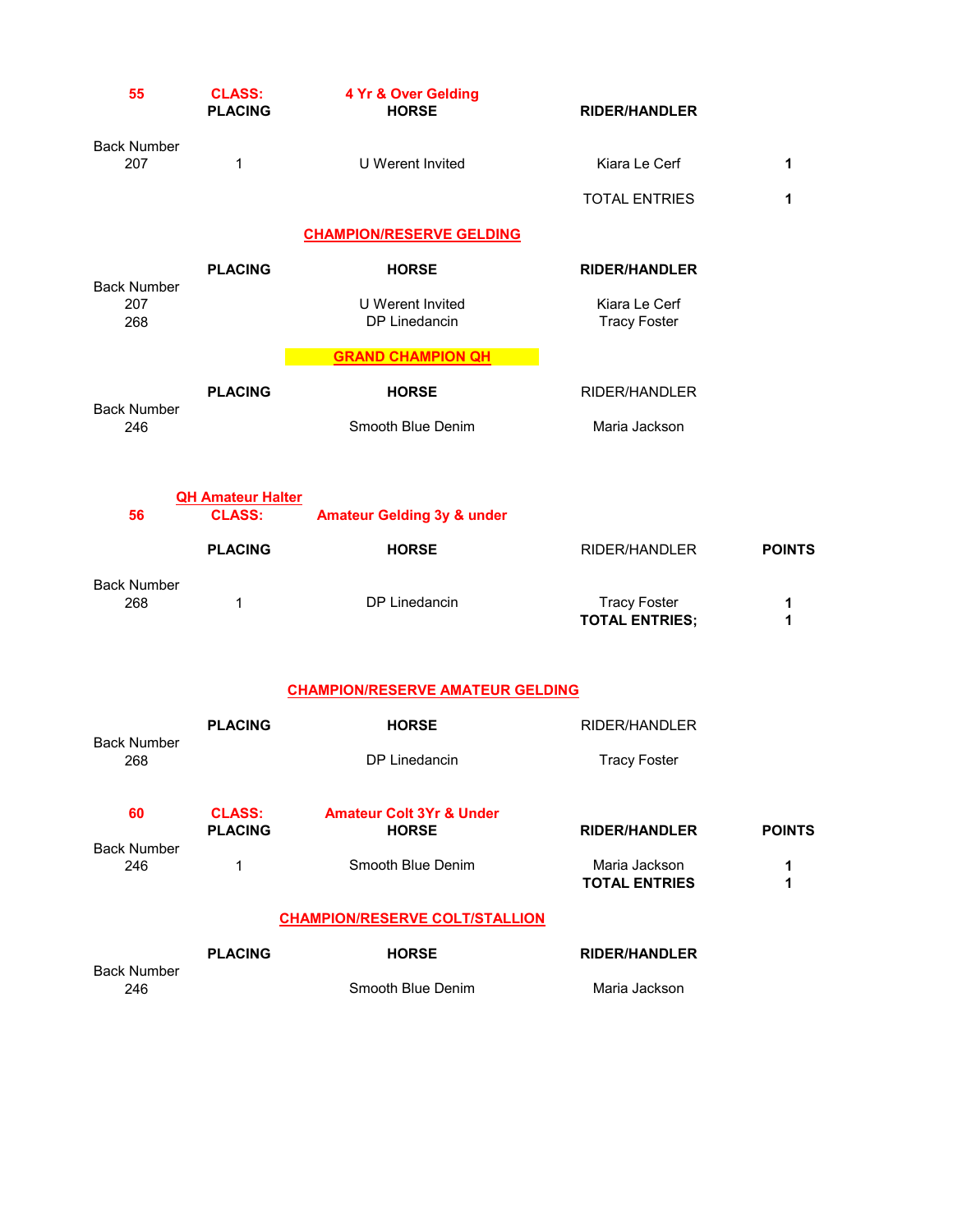**55** **CLASS:** **4 Yr & Over Gelding**

| Back Number | PLACING | HORSE | RIDER/HANDLER | |
|---|---|---|---|---|
| 207 | 1 | U Werent Invited | Kiara Le Cerf | **1** |
| | | | TOTAL ENTRIES | **1** |

**CHAMPION/RESERVE GELDING**

| Back Number | PLACING | HORSE | RIDER/HANDLER |
|---|---|---|---|
| 207 | | U Werent Invited | Kiara Le Cerf |
| 268 | | DP Linedancin | Tracy Foster |

**GRAND CHAMPION QH**

| Back Number | PLACING | HORSE | RIDER/HANDLER |
|---|---|---|---|
| 246 | | Smooth Blue Denim | Maria Jackson |

**QH Amateur Halter**

**56** **CLASS:** **Amateur Gelding 3y & under**

| Back Number | PLACING | HORSE | RIDER/HANDLER | POINTS |
|---|---|---|---|---|
| 268 | 1 | DP Linedancin | Tracy Foster | **1** |
| | | | **TOTAL ENTRIES;** | **1** |

**CHAMPION/RESERVE AMATEUR GELDING**

| Back Number | PLACING | HORSE | RIDER/HANDLER |
|---|---|---|---|
| 268 | | DP Linedancin | Tracy Foster |

**60** **CLASS:** **Amateur Colt 3Yr & Under**

| Back Number | PLACING | HORSE | RIDER/HANDLER | POINTS |
|---|---|---|---|---|
| 246 | 1 | Smooth Blue Denim | Maria Jackson | **1** |
| | | | **TOTAL ENTRIES** | **1** |

**CHAMPION/RESERVE COLT/STALLION**

| Back Number | PLACING | HORSE | RIDER/HANDLER |
|---|---|---|---|
| 246 | | Smooth Blue Denim | Maria Jackson |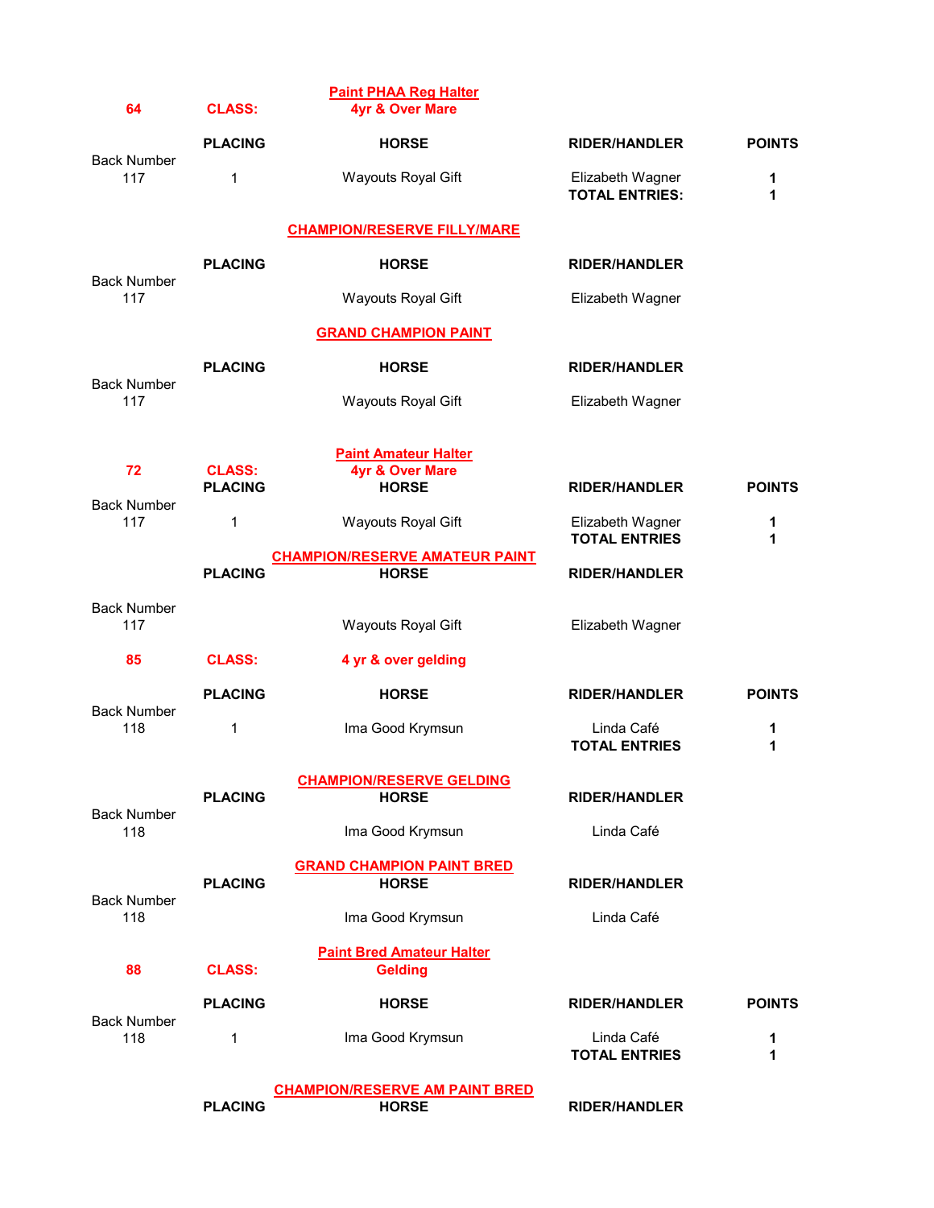**64** **CLASS:** **Paint PHAA Reg Halter 4yr & Over Mare**

| Back Number | PLACING | HORSE | RIDER/HANDLER | POINTS |
|---|---|---|---|---|
| 117 | 1 | Wayouts Royal Gift | Elizabeth Wagner | **1** |
| | | | **TOTAL ENTRIES:** | **1** |

**CHAMPION/RESERVE FILLY/MARE**

| Back Number | PLACING | HORSE | RIDER/HANDLER |
|---|---|---|---|
| 117 | | Wayouts Royal Gift | Elizabeth Wagner |

**GRAND CHAMPION PAINT**

| Back Number | PLACING | HORSE | RIDER/HANDLER |
|---|---|---|---|
| 117 | | Wayouts Royal Gift | Elizabeth Wagner |

**72** **CLASS:** **Paint Amateur Halter 4yr & Over Mare**

| Back Number | PLACING | HORSE | RIDER/HANDLER | POINTS |
|---|---|---|---|---|
| 117 | 1 | Wayouts Royal Gift | Elizabeth Wagner | **1** |
| | | | **TOTAL ENTRIES** | **1** |

**CHAMPION/RESERVE AMATEUR PAINT**

| Back Number | PLACING | HORSE | RIDER/HANDLER |
|---|---|---|---|
| 117 | | Wayouts Royal Gift | Elizabeth Wagner |

**85** **CLASS:** **4 yr & over gelding**

| Back Number | PLACING | HORSE | RIDER/HANDLER | POINTS |
|---|---|---|---|---|
| 118 | 1 | Ima Good Krymsun | Linda Café | **1** |
| | | | **TOTAL ENTRIES** | **1** |

**CHAMPION/RESERVE GELDING**

| Back Number | PLACING | HORSE | RIDER/HANDLER |
|---|---|---|---|
| 118 | | Ima Good Krymsun | Linda Café |

**GRAND CHAMPION PAINT BRED**

| Back Number | PLACING | HORSE | RIDER/HANDLER |
|---|---|---|---|
| 118 | | Ima Good Krymsun | Linda Café |

**88** **CLASS:** **Paint Bred Amateur Halter Gelding**

| Back Number | PLACING | HORSE | RIDER/HANDLER | POINTS |
|---|---|---|---|---|
| 118 | 1 | Ima Good Krymsun | Linda Café | **1** |
| | | | **TOTAL ENTRIES** | **1** |

**CHAMPION/RESERVE AM PAINT BRED**

| PLACING | HORSE | RIDER/HANDLER |
|---|---|---|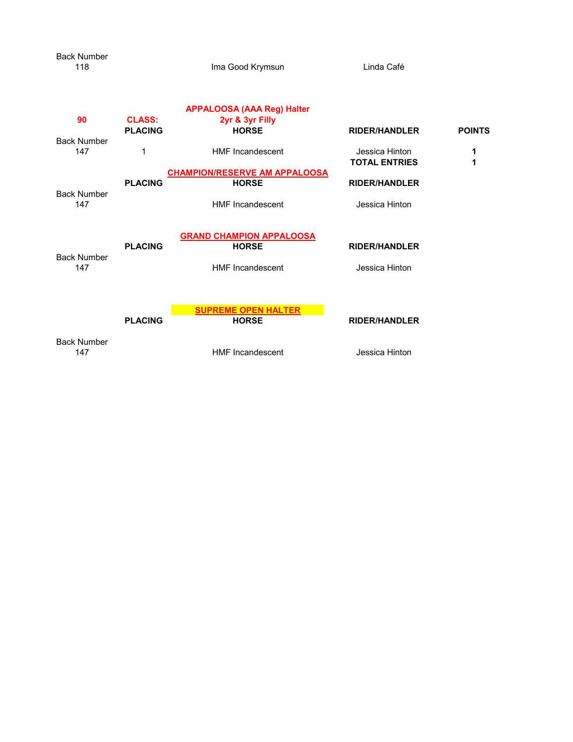| Back Number | | | |
|---|---|---|---|
| 118 | | Ima Good Krymsun | Linda Café |

**APPALOOSA (AAA Reg) Halter**

| **90** | **CLASS:** | **2yr & 3yr Filly** | | |
|---|---|---|---|---|
| | **PLACING** | **HORSE** | **RIDER/HANDLER** | **POINTS** |
| Back Number | | | | |
| 147 | 1 | HMF Incandescent | Jessica Hinton | **1** |
| | | | **TOTAL ENTRIES** | **1** |

**CHAMPION/RESERVE AM APPALOOSA**

| | **PLACING** | **HORSE** | **RIDER/HANDLER** |
|---|---|---|---|
| Back Number | | | |
| 147 | | HMF Incandescent | Jessica Hinton |

**GRAND CHAMPION APPALOOSA**

| | **PLACING** | **HORSE** | **RIDER/HANDLER** |
|---|---|---|---|
| Back Number | | | |
| 147 | | HMF Incandescent | Jessica Hinton |

**SUPREME OPEN HALTER**

| | **PLACING** | **HORSE** | **RIDER/HANDLER** |
|---|---|---|---|
| Back Number | | | |
| 147 | | HMF Incandescent | Jessica Hinton |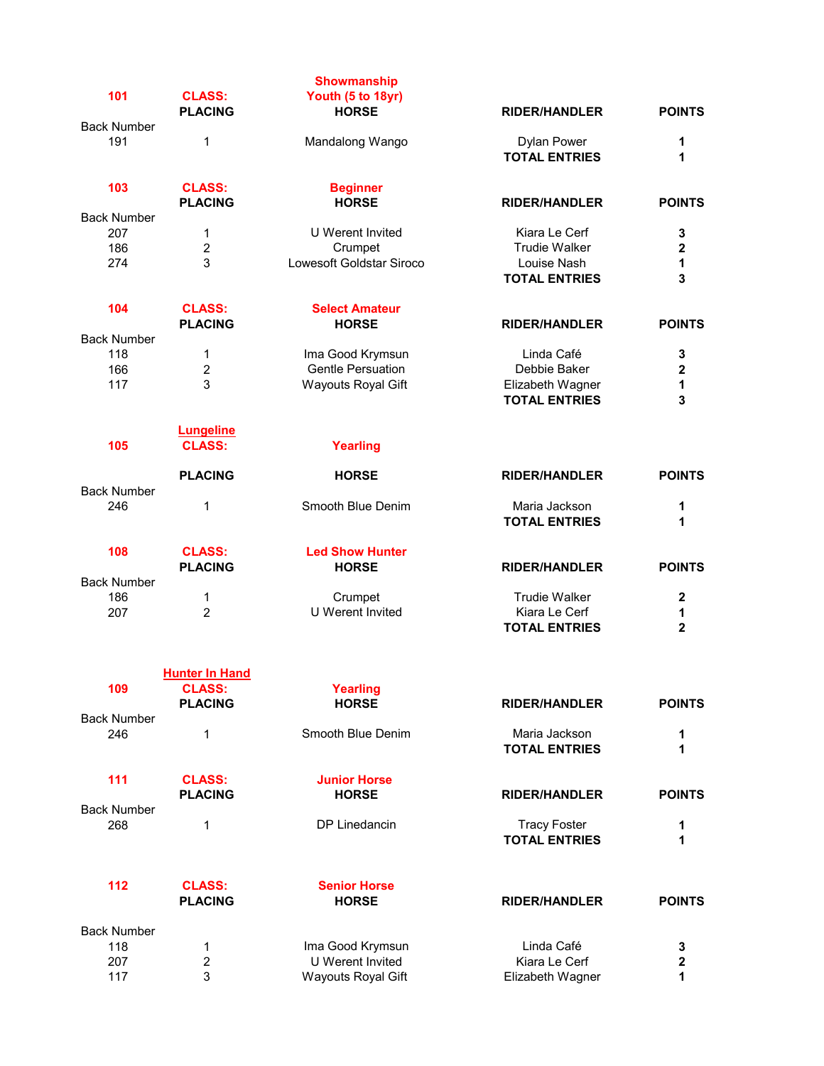**101** **CLASS:** **Showmanship Youth (5 to 18yr)**

| Back Number | PLACING | HORSE | RIDER/HANDLER | POINTS |
|---|---|---|---|---|
| 191 | 1 | Mandalong Wango | Dylan Power | **1** |
| | | | **TOTAL ENTRIES** | **1** |

**103** **CLASS:** **Beginner**

| Back Number | PLACING | HORSE | RIDER/HANDLER | POINTS |
|---|---|---|---|---|
| 207 | 1 | U Werent Invited | Kiara Le Cerf | **3** |
| 186 | 2 | Crumpet | Trudie Walker | **2** |
| 274 | 3 | Lowesoft Goldstar Siroco | Louise Nash | **1** |
| | | | **TOTAL ENTRIES** | **3** |

**104** **CLASS:** **Select Amateur**

| Back Number | PLACING | HORSE | RIDER/HANDLER | POINTS |
|---|---|---|---|---|
| 118 | 1 | Ima Good Krymsun | Linda Café | **3** |
| 166 | 2 | Gentle Persuation | Debbie Baker | **2** |
| 117 | 3 | Wayouts Royal Gift | Elizabeth Wagner | **1** |
| | | | **TOTAL ENTRIES** | **3** |

**Lungeline**

**105** **CLASS:** **Yearling**

| Back Number | PLACING | HORSE | RIDER/HANDLER | POINTS |
|---|---|---|---|---|
| 246 | 1 | Smooth Blue Denim | Maria Jackson | **1** |
| | | | **TOTAL ENTRIES** | **1** |

**108** **CLASS:** **Led Show Hunter**

| Back Number | PLACING | HORSE | RIDER/HANDLER | POINTS |
|---|---|---|---|---|
| 186 | 1 | Crumpet | Trudie Walker | **2** |
| 207 | 2 | U Werent Invited | Kiara Le Cerf | **1** |
| | | | **TOTAL ENTRIES** | **2** |

**Hunter In Hand**

**109** **CLASS:** **Yearling**

| Back Number | PLACING | HORSE | RIDER/HANDLER | POINTS |
|---|---|---|---|---|
| 246 | 1 | Smooth Blue Denim | Maria Jackson | **1** |
| | | | **TOTAL ENTRIES** | **1** |

**111** **CLASS:** **Junior Horse**

| Back Number | PLACING | HORSE | RIDER/HANDLER | POINTS |
|---|---|---|---|---|
| 268 | 1 | DP Linedancin | Tracy Foster | **1** |
| | | | **TOTAL ENTRIES** | **1** |

**112** **CLASS:** **Senior Horse**

| Back Number | PLACING | HORSE | RIDER/HANDLER | POINTS |
|---|---|---|---|---|
| 118 | 1 | Ima Good Krymsun | Linda Café | **3** |
| 207 | 2 | U Werent Invited | Kiara Le Cerf | **2** |
| 117 | 3 | Wayouts Royal Gift | Elizabeth Wagner | **1** |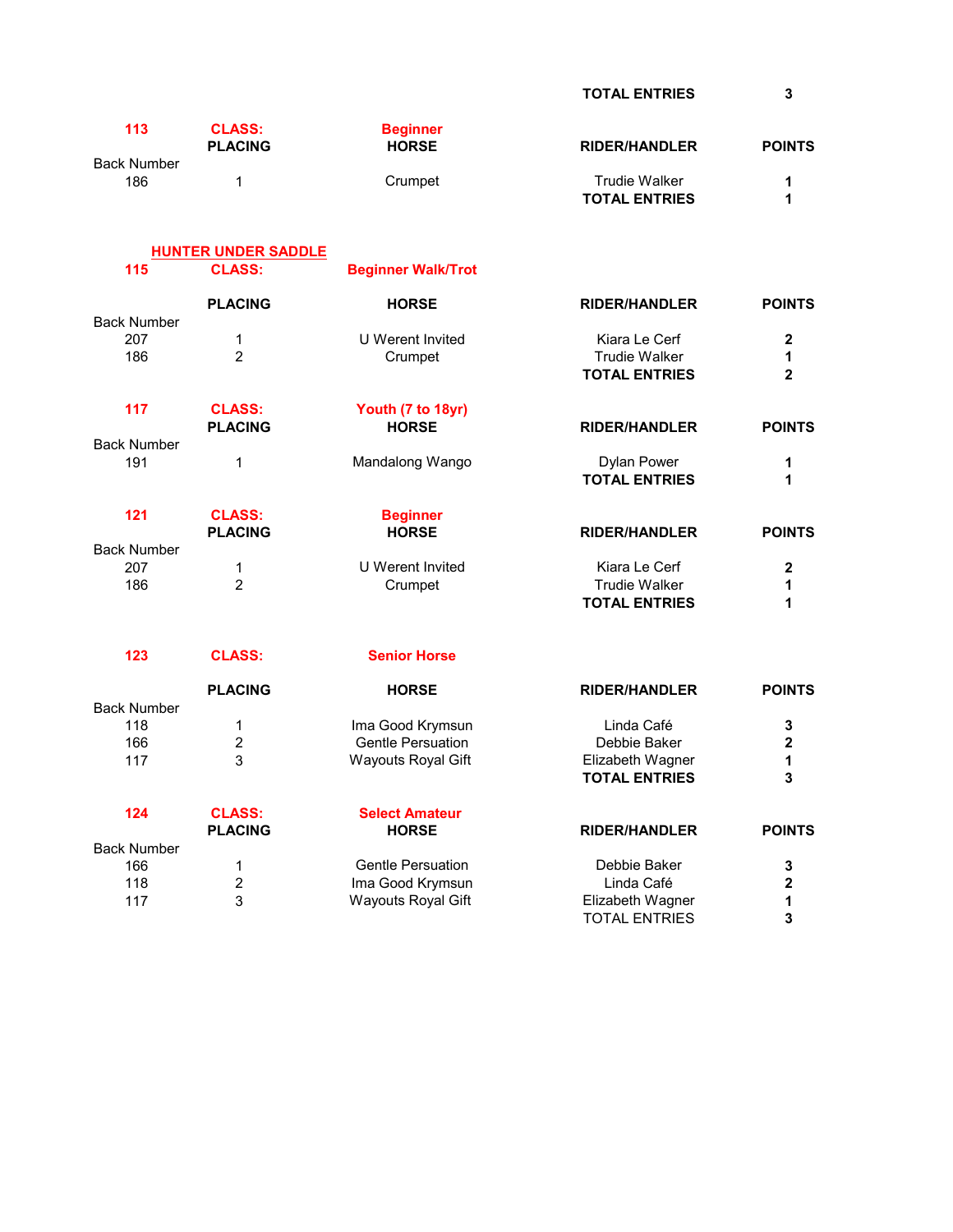| | | | TOTAL ENTRIES | 3 |
|---|---|---|---|---|

**113** **CLASS:** **Beginner**

| Back Number | PLACING | HORSE | RIDER/HANDLER | POINTS |
|---|---|---|---|---|
| 186 | 1 | Crumpet | Trudie Walker | 1 |
| | | | **TOTAL ENTRIES** | **1** |

## HUNTER UNDER SADDLE

**115** **CLASS:** **Beginner Walk/Trot**

| Back Number | PLACING | HORSE | RIDER/HANDLER | POINTS |
|---|---|---|---|---|
| 207 | 1 | U Werent Invited | Kiara Le Cerf | 2 |
| 186 | 2 | Crumpet | Trudie Walker | 1 |
| | | | **TOTAL ENTRIES** | **2** |

**117** **CLASS:** **Youth (7 to 18yr)**

| Back Number | PLACING | HORSE | RIDER/HANDLER | POINTS |
|---|---|---|---|---|
| 191 | 1 | Mandalong Wango | Dylan Power | 1 |
| | | | **TOTAL ENTRIES** | **1** |

**121** **CLASS:** **Beginner**

| Back Number | PLACING | HORSE | RIDER/HANDLER | POINTS |
|---|---|---|---|---|
| 207 | 1 | U Werent Invited | Kiara Le Cerf | 2 |
| 186 | 2 | Crumpet | Trudie Walker | 1 |
| | | | **TOTAL ENTRIES** | **1** |

**123** **CLASS:** **Senior Horse**

| Back Number | PLACING | HORSE | RIDER/HANDLER | POINTS |
|---|---|---|---|---|
| 118 | 1 | Ima Good Krymsun | Linda Café | 3 |
| 166 | 2 | Gentle Persuation | Debbie Baker | 2 |
| 117 | 3 | Wayouts Royal Gift | Elizabeth Wagner | 1 |
| | | | **TOTAL ENTRIES** | **3** |

**124** **CLASS:** **Select Amateur**

| Back Number | PLACING | HORSE | RIDER/HANDLER | POINTS |
|---|---|---|---|---|
| 166 | 1 | Gentle Persuation | Debbie Baker | 3 |
| 118 | 2 | Ima Good Krymsun | Linda Café | 2 |
| 117 | 3 | Wayouts Royal Gift | Elizabeth Wagner | 1 |
| | | | TOTAL ENTRIES | 3 |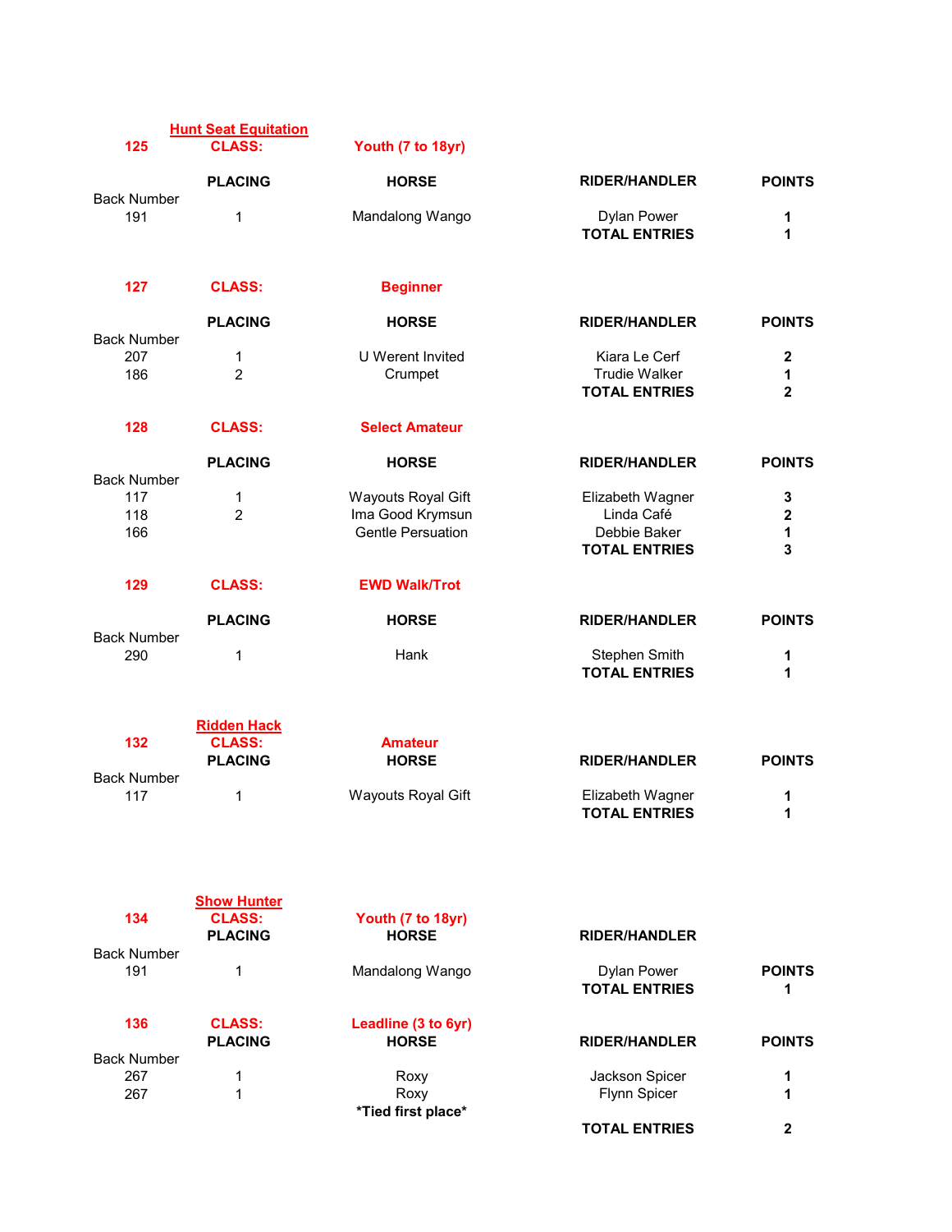## Hunt Seat Equitation

**125 CLASS: Youth (7 to 18yr)**

| Back Number | PLACING | HORSE | RIDER/HANDLER | POINTS |
|---|---|---|---|---|
| 191 | 1 | Mandalong Wango | Dylan Power | 1 |
| | | | **TOTAL ENTRIES** | **1** |

**127 CLASS: Beginner**

| Back Number | PLACING | HORSE | RIDER/HANDLER | POINTS |
|---|---|---|---|---|
| 207 | 1 | U Werent Invited | Kiara Le Cerf | 2 |
| 186 | 2 | Crumpet | Trudie Walker | 1 |
| | | | **TOTAL ENTRIES** | **2** |

**128 CLASS: Select Amateur**

| Back Number | PLACING | HORSE | RIDER/HANDLER | POINTS |
|---|---|---|---|---|
| 117 | 1 | Wayouts Royal Gift | Elizabeth Wagner | 3 |
| 118 | 2 | Ima Good Krymsun | Linda Café | 2 |
| 166 | | Gentle Persuation | Debbie Baker | 1 |
| | | | **TOTAL ENTRIES** | **3** |

**129 CLASS: EWD Walk/Trot**

| Back Number | PLACING | HORSE | RIDER/HANDLER | POINTS |
|---|---|---|---|---|
| 290 | 1 | Hank | Stephen Smith | 1 |
| | | | **TOTAL ENTRIES** | **1** |

## Ridden Hack

**132 CLASS: Amateur**

| Back Number | PLACING | HORSE | RIDER/HANDLER | POINTS |
|---|---|---|---|---|
| 117 | 1 | Wayouts Royal Gift | Elizabeth Wagner | 1 |
| | | | **TOTAL ENTRIES** | **1** |

## Show Hunter

**134 CLASS: Youth (7 to 18yr)**

| Back Number | PLACING | HORSE | RIDER/HANDLER | POINTS |
|---|---|---|---|---|
| 191 | 1 | Mandalong Wango | Dylan Power | |
| | | | **TOTAL ENTRIES** | **1** |

**136 CLASS: Leadline (3 to 6yr)**

| Back Number | PLACING | HORSE | RIDER/HANDLER | POINTS |
|---|---|---|---|---|
| 267 | 1 | Roxy | Jackson Spicer | 1 |
| 267 | 1 | Roxy | Flynn Spicer | 1 |
| | | ***Tied first place*** | | |
| | | | **TOTAL ENTRIES** | **2** |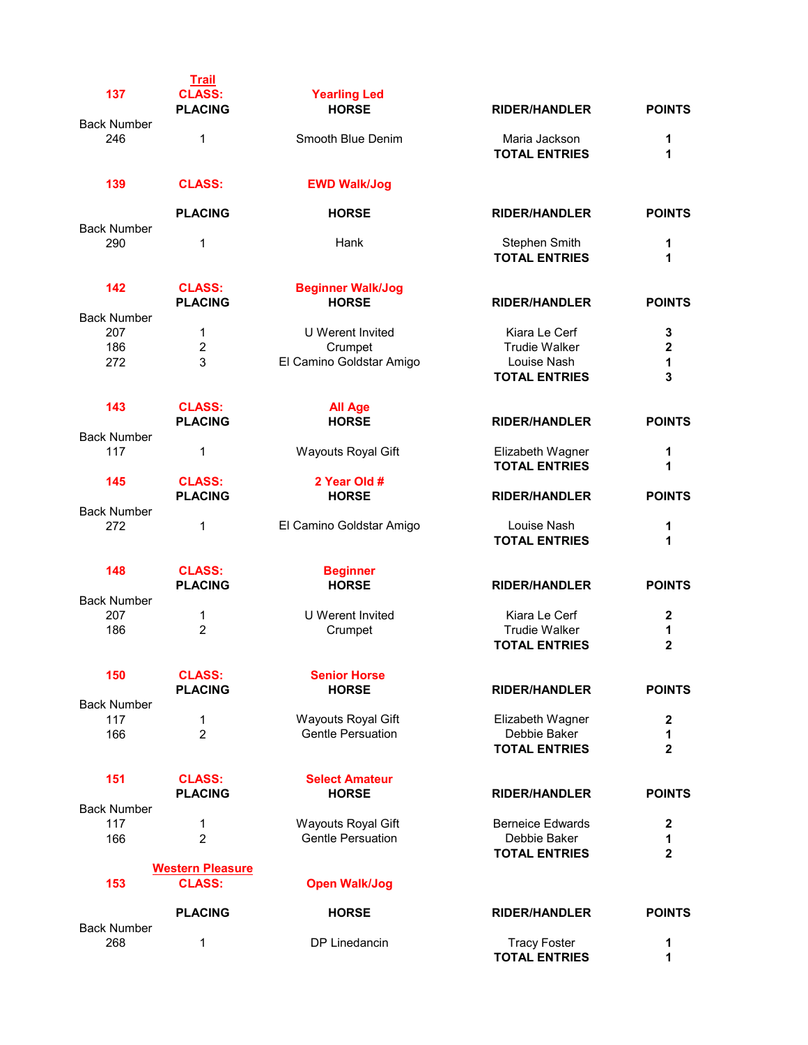## Trail

**137 CLASS: Yearling Led**

| Back Number | PLACING | HORSE | RIDER/HANDLER | POINTS |
|---|---|---|---|---|
| 246 | 1 | Smooth Blue Denim | Maria Jackson | 1 |
| | | | **TOTAL ENTRIES** | **1** |

**139 CLASS: EWD Walk/Jog**

| Back Number | PLACING | HORSE | RIDER/HANDLER | POINTS |
|---|---|---|---|---|
| 290 | 1 | Hank | Stephen Smith | 1 |
| | | | **TOTAL ENTRIES** | **1** |

**142 CLASS: Beginner Walk/Jog**

| Back Number | PLACING | HORSE | RIDER/HANDLER | POINTS |
|---|---|---|---|---|
| 207 | 1 | U Werent Invited | Kiara Le Cerf | 3 |
| 186 | 2 | Crumpet | Trudie Walker | 2 |
| 272 | 3 | El Camino Goldstar Amigo | Louise Nash | 1 |
| | | | **TOTAL ENTRIES** | **3** |

**143 CLASS: All Age**

| Back Number | PLACING | HORSE | RIDER/HANDLER | POINTS |
|---|---|---|---|---|
| 117 | 1 | Wayouts Royal Gift | Elizabeth Wagner | 1 |
| | | | **TOTAL ENTRIES** | **1** |

**145 CLASS: 2 Year Old #**

| Back Number | PLACING | HORSE | RIDER/HANDLER | POINTS |
|---|---|---|---|---|
| 272 | 1 | El Camino Goldstar Amigo | Louise Nash | 1 |
| | | | **TOTAL ENTRIES** | **1** |

**148 CLASS: Beginner**

| Back Number | PLACING | HORSE | RIDER/HANDLER | POINTS |
|---|---|---|---|---|
| 207 | 1 | U Werent Invited | Kiara Le Cerf | 2 |
| 186 | 2 | Crumpet | Trudie Walker | 1 |
| | | | **TOTAL ENTRIES** | **2** |

**150 CLASS: Senior Horse**

| Back Number | PLACING | HORSE | RIDER/HANDLER | POINTS |
|---|---|---|---|---|
| 117 | 1 | Wayouts Royal Gift | Elizabeth Wagner | 2 |
| 166 | 2 | Gentle Persuation | Debbie Baker | 1 |
| | | | **TOTAL ENTRIES** | **2** |

**151 CLASS: Select Amateur**

| Back Number | PLACING | HORSE | RIDER/HANDLER | POINTS |
|---|---|---|---|---|
| 117 | 1 | Wayouts Royal Gift | Berneice Edwards | 2 |
| 166 | 2 | Gentle Persuation | Debbie Baker | 1 |
| | | | **TOTAL ENTRIES** | **2** |

## Western Pleasure

**153 CLASS: Open Walk/Jog**

| Back Number | PLACING | HORSE | RIDER/HANDLER | POINTS |
|---|---|---|---|---|
| 268 | 1 | DP Linedancin | Tracy Foster | 1 |
| | | | **TOTAL ENTRIES** | **1** |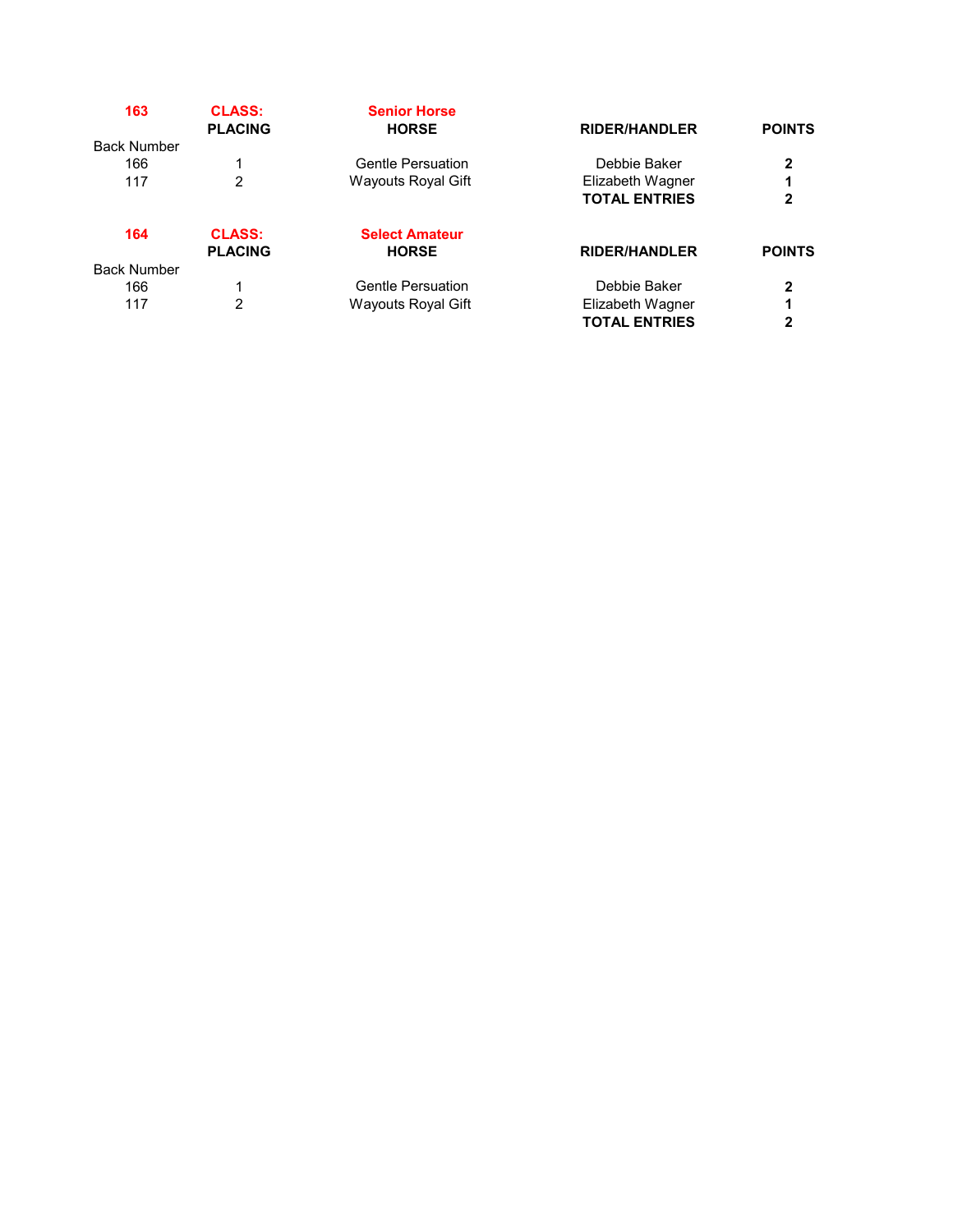| 163 | CLASS: | Senior Horse | | |
|---|---|---|---|---|
| | **PLACING** | **HORSE** | **RIDER/HANDLER** | **POINTS** |
| Back Number | | | | |
| 166 | 1 | Gentle Persuation | Debbie Baker | **2** |
| 117 | 2 | Wayouts Royal Gift | Elizabeth Wagner | **1** |
| | | | **TOTAL ENTRIES** | **2** |

| 164 | CLASS: | Select Amateur | | |
|---|---|---|---|---|
| | **PLACING** | **HORSE** | **RIDER/HANDLER** | **POINTS** |
| Back Number | | | | |
| 166 | 1 | Gentle Persuation | Debbie Baker | **2** |
| 117 | 2 | Wayouts Royal Gift | Elizabeth Wagner | **1** |
| | | | **TOTAL ENTRIES** | **2** |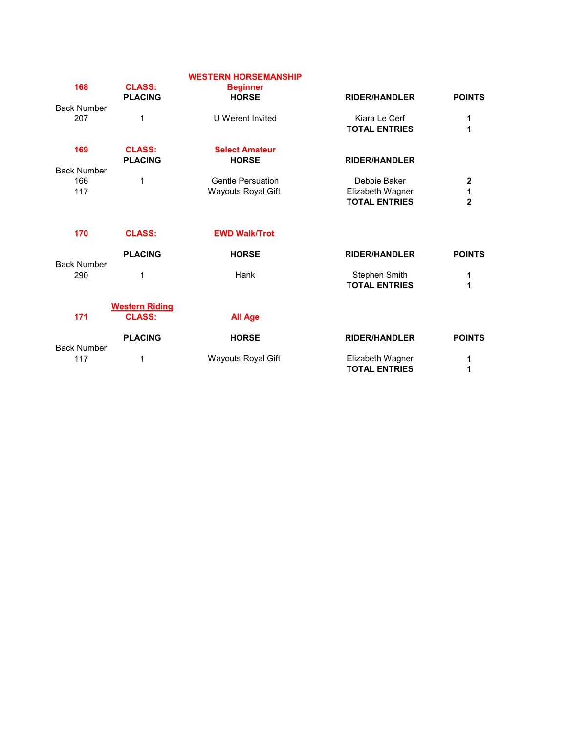## WESTERN HORSEMANSHIP

**168** **CLASS:** **Beginner**

| Back Number | PLACING | HORSE | RIDER/HANDLER | POINTS |
|---|---|---|---|---|
| 207 | 1 | U Werent Invited | Kiara Le Cerf | **1** |
| | | | **TOTAL ENTRIES** | **1** |

**169** **CLASS:** **Select Amateur**

| Back Number | PLACING | HORSE | RIDER/HANDLER | |
|---|---|---|---|---|
| 166 | 1 | Gentle Persuation | Debbie Baker | **2** |
| 117 | | Wayouts Royal Gift | Elizabeth Wagner | **1** |
| | | | **TOTAL ENTRIES** | **2** |

**170** **CLASS:** **EWD Walk/Trot**

| Back Number | PLACING | HORSE | RIDER/HANDLER | POINTS |
|---|---|---|---|---|
| 290 | 1 | Hank | Stephen Smith | **1** |
| | | | **TOTAL ENTRIES** | **1** |

**Western Riding**

**171** **CLASS:** **All Age**

| Back Number | PLACING | HORSE | RIDER/HANDLER | POINTS |
|---|---|---|---|---|
| 117 | 1 | Wayouts Royal Gift | Elizabeth Wagner | **1** |
| | | | **TOTAL ENTRIES** | **1** |